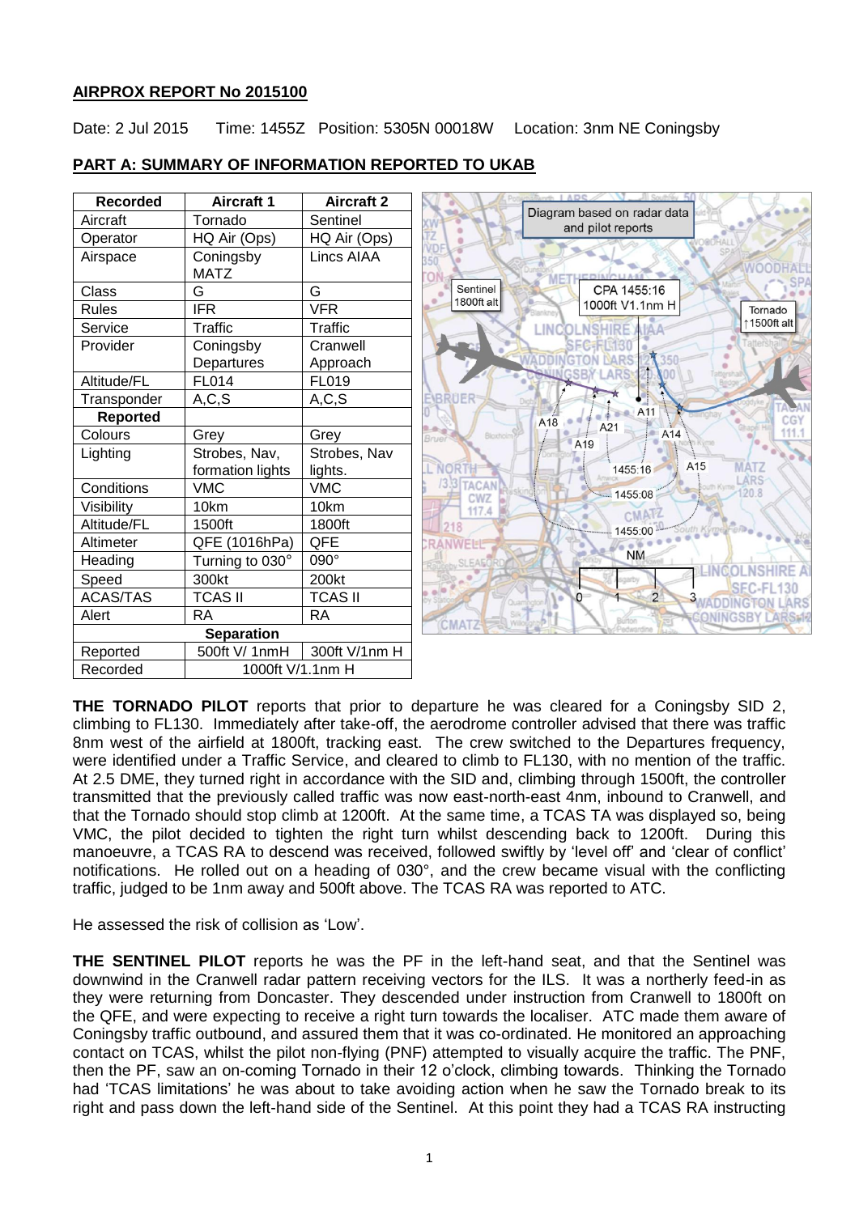**AIRPROX REPORT No 2015100**

Date: 2 Jul 2015 Time: 1455Z Position: 5305N 00018W Location: 3nm NE Coningsby

**PART A: SUMMARY OF INFORMATION REPORTED TO UKAB**

| Recorded | Aircraft 1 | Aircraft 2 |
|---|---|---|
| Aircraft | Tornado | Sentinel |
| Operator | HQ Air (Ops) | HQ Air (Ops) |
| Airspace | Coningsby MATZ | Lincs AIAA |
| Class | G | G |
| Rules | IFR | VFR |
| Service | Traffic | Traffic |
| Provider | Coningsby Departures | Cranwell Approach |
| Altitude/FL | FL014 | FL019 |
| Transponder | A,C,S | A,C,S |
| **Reported** | | |
| Colours | Grey | Grey |
| Lighting | Strobes, Nav, formation lights | Strobes, Nav lights. |
| Conditions | VMC | VMC |
| Visibility | 10km | 10km |
| Altitude/FL | 1500ft | 1800ft |
| Altimeter | QFE (1016hPa) | QFE |
| Heading | Turning to 030° | 090° |
| Speed | 300kt | 200kt |
| ACAS/TAS | TCAS II | TCAS II |
| Alert | RA | RA |
| **Separation** | | |
| Reported | 500ft V/ 1nmH | 300ft V/1nm H |
| Recorded | 1000ft V/1.1nm H | |

Diagram based on radar data and pilot reports

**THE TORNADO PILOT** reports that prior to departure he was cleared for a Coningsby SID 2, climbing to FL130. Immediately after take-off, the aerodrome controller advised that there was traffic 8nm west of the airfield at 1800ft, tracking east. The crew switched to the Departures frequency, were identified under a Traffic Service, and cleared to climb to FL130, with no mention of the traffic. At 2.5 DME, they turned right in accordance with the SID and, climbing through 1500ft, the controller transmitted that the previously called traffic was now east-north-east 4nm, inbound to Cranwell, and that the Tornado should stop climb at 1200ft. At the same time, a TCAS TA was displayed so, being VMC, the pilot decided to tighten the right turn whilst descending back to 1200ft. During this manoeuvre, a TCAS RA to descend was received, followed swiftly by 'level off' and 'clear of conflict' notifications. He rolled out on a heading of 030°, and the crew became visual with the conflicting traffic, judged to be 1nm away and 500ft above. The TCAS RA was reported to ATC.

He assessed the risk of collision as 'Low'.

**THE SENTINEL PILOT** reports he was the PF in the left-hand seat, and that the Sentinel was downwind in the Cranwell radar pattern receiving vectors for the ILS. It was a northerly feed-in as they were returning from Doncaster. They descended under instruction from Cranwell to 1800ft on the QFE, and were expecting to receive a right turn towards the localiser. ATC made them aware of Coningsby traffic outbound, and assured them that it was co-ordinated. He monitored an approaching contact on TCAS, whilst the pilot non-flying (PNF) attempted to visually acquire the traffic. The PNF, then the PF, saw an on-coming Tornado in their 12 o'clock, climbing towards. Thinking the Tornado had 'TCAS limitations' he was about to take avoiding action when he saw the Tornado break to its right and pass down the left-hand side of the Sentinel. At this point they had a TCAS RA instructing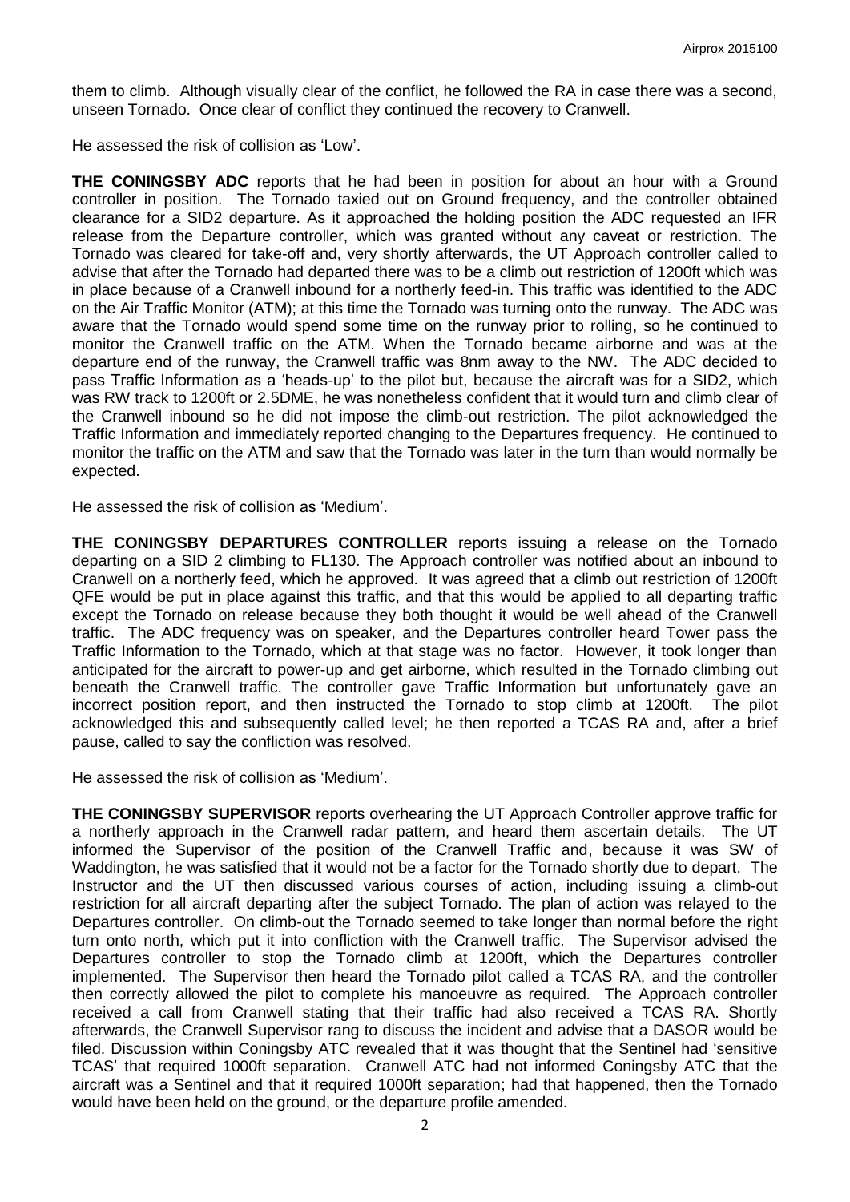them to climb. Although visually clear of the conflict, he followed the RA in case there was a second, unseen Tornado. Once clear of conflict they continued the recovery to Cranwell.

He assessed the risk of collision as 'Low'.

**THE CONINGSBY ADC** reports that he had been in position for about an hour with a Ground controller in position. The Tornado taxied out on Ground frequency, and the controller obtained clearance for a SID2 departure. As it approached the holding position the ADC requested an IFR release from the Departure controller, which was granted without any caveat or restriction. The Tornado was cleared for take-off and, very shortly afterwards, the UT Approach controller called to advise that after the Tornado had departed there was to be a climb out restriction of 1200ft which was in place because of a Cranwell inbound for a northerly feed-in. This traffic was identified to the ADC on the Air Traffic Monitor (ATM); at this time the Tornado was turning onto the runway. The ADC was aware that the Tornado would spend some time on the runway prior to rolling, so he continued to monitor the Cranwell traffic on the ATM. When the Tornado became airborne and was at the departure end of the runway, the Cranwell traffic was 8nm away to the NW. The ADC decided to pass Traffic Information as a 'heads-up' to the pilot but, because the aircraft was for a SID2, which was RW track to 1200ft or 2.5DME, he was nonetheless confident that it would turn and climb clear of the Cranwell inbound so he did not impose the climb-out restriction. The pilot acknowledged the Traffic Information and immediately reported changing to the Departures frequency. He continued to monitor the traffic on the ATM and saw that the Tornado was later in the turn than would normally be expected.

He assessed the risk of collision as 'Medium'.

**THE CONINGSBY DEPARTURES CONTROLLER** reports issuing a release on the Tornado departing on a SID 2 climbing to FL130. The Approach controller was notified about an inbound to Cranwell on a northerly feed, which he approved. It was agreed that a climb out restriction of 1200ft QFE would be put in place against this traffic, and that this would be applied to all departing traffic except the Tornado on release because they both thought it would be well ahead of the Cranwell traffic. The ADC frequency was on speaker, and the Departures controller heard Tower pass the Traffic Information to the Tornado, which at that stage was no factor. However, it took longer than anticipated for the aircraft to power-up and get airborne, which resulted in the Tornado climbing out beneath the Cranwell traffic. The controller gave Traffic Information but unfortunately gave an incorrect position report, and then instructed the Tornado to stop climb at 1200ft. The pilot acknowledged this and subsequently called level; he then reported a TCAS RA and, after a brief pause, called to say the confliction was resolved.

He assessed the risk of collision as 'Medium'.

**THE CONINGSBY SUPERVISOR** reports overhearing the UT Approach Controller approve traffic for a northerly approach in the Cranwell radar pattern, and heard them ascertain details. The UT informed the Supervisor of the position of the Cranwell Traffic and, because it was SW of Waddington, he was satisfied that it would not be a factor for the Tornado shortly due to depart. The Instructor and the UT then discussed various courses of action, including issuing a climb-out restriction for all aircraft departing after the subject Tornado. The plan of action was relayed to the Departures controller. On climb-out the Tornado seemed to take longer than normal before the right turn onto north, which put it into confliction with the Cranwell traffic. The Supervisor advised the Departures controller to stop the Tornado climb at 1200ft, which the Departures controller implemented. The Supervisor then heard the Tornado pilot called a TCAS RA, and the controller then correctly allowed the pilot to complete his manoeuvre as required. The Approach controller received a call from Cranwell stating that their traffic had also received a TCAS RA. Shortly afterwards, the Cranwell Supervisor rang to discuss the incident and advise that a DASOR would be filed. Discussion within Coningsby ATC revealed that it was thought that the Sentinel had 'sensitive TCAS' that required 1000ft separation. Cranwell ATC had not informed Coningsby ATC that the aircraft was a Sentinel and that it required 1000ft separation; had that happened, then the Tornado would have been held on the ground, or the departure profile amended.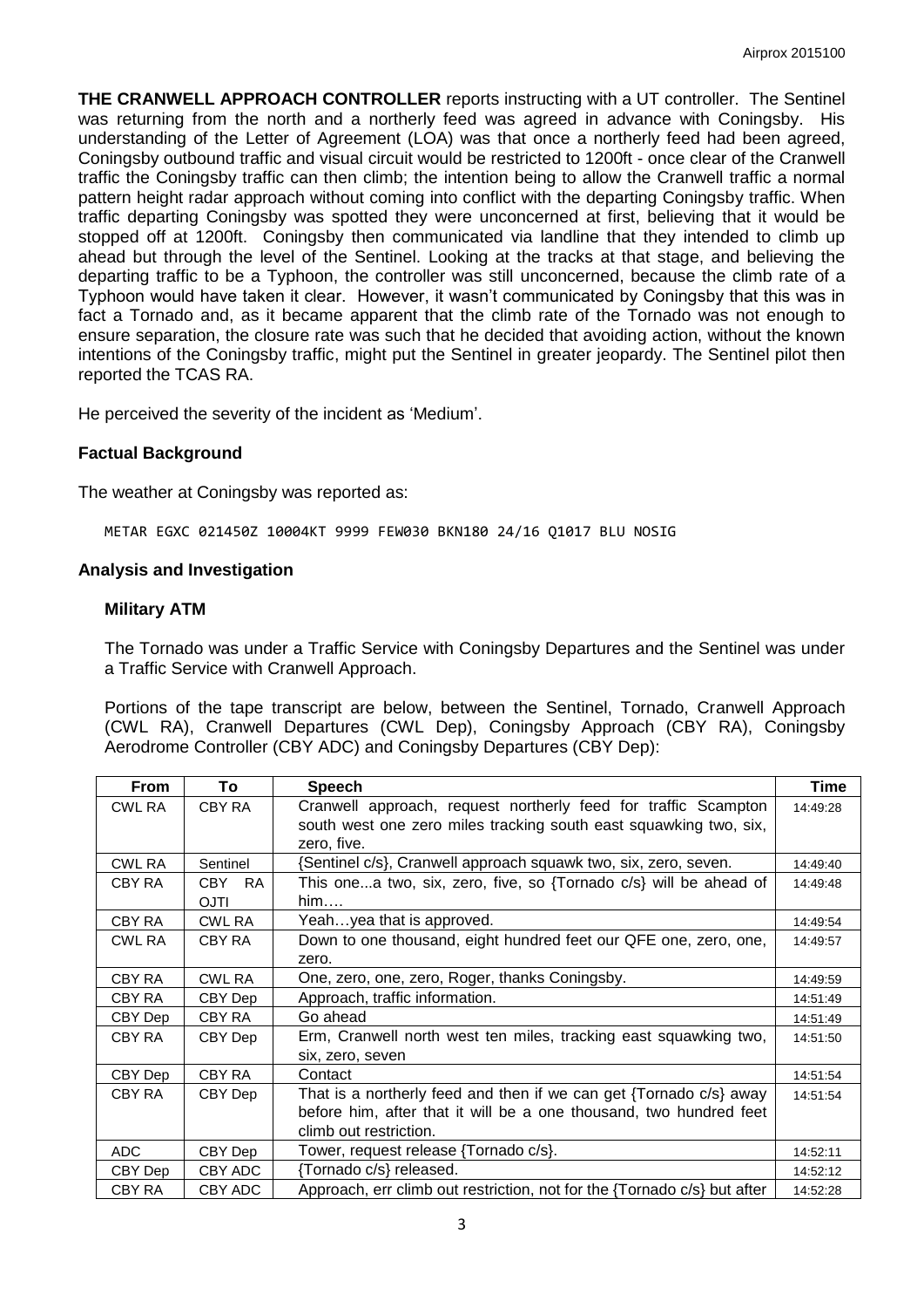**THE CRANWELL APPROACH CONTROLLER** reports instructing with a UT controller. The Sentinel was returning from the north and a northerly feed was agreed in advance with Coningsby. His understanding of the Letter of Agreement (LOA) was that once a northerly feed had been agreed, Coningsby outbound traffic and visual circuit would be restricted to 1200ft - once clear of the Cranwell traffic the Coningsby traffic can then climb; the intention being to allow the Cranwell traffic a normal pattern height radar approach without coming into conflict with the departing Coningsby traffic. When traffic departing Coningsby was spotted they were unconcerned at first, believing that it would be stopped off at 1200ft. Coningsby then communicated via landline that they intended to climb up ahead but through the level of the Sentinel. Looking at the tracks at that stage, and believing the departing traffic to be a Typhoon, the controller was still unconcerned, because the climb rate of a Typhoon would have taken it clear. However, it wasn't communicated by Coningsby that this was in fact a Tornado and, as it became apparent that the climb rate of the Tornado was not enough to ensure separation, the closure rate was such that he decided that avoiding action, without the known intentions of the Coningsby traffic, might put the Sentinel in greater jeopardy. The Sentinel pilot then reported the TCAS RA.

He perceived the severity of the incident as 'Medium'.

## Factual Background

The weather at Coningsby was reported as:

```
METAR EGXC 021450Z 10004KT 9999 FEW030 BKN180 24/16 Q1017 BLU NOSIG
```

## Analysis and Investigation

### Military ATM

The Tornado was under a Traffic Service with Coningsby Departures and the Sentinel was under a Traffic Service with Cranwell Approach.

Portions of the tape transcript are below, between the Sentinel, Tornado, Cranwell Approach (CWL RA), Cranwell Departures (CWL Dep), Coningsby Approach (CBY RA), Coningsby Aerodrome Controller (CBY ADC) and Coningsby Departures (CBY Dep):

| From | To | Speech | Time |
|---|---|---|---|
| CWL RA | CBY RA | Cranwell approach, request northerly feed for traffic Scampton south west one zero miles tracking south east squawking two, six, zero, five. | 14:49:28 |
| CWL RA | Sentinel | {Sentinel c/s}, Cranwell approach squawk two, six, zero, seven. | 14:49:40 |
| CBY RA | CBY RA OJTI | This one...a two, six, zero, five, so {Tornado c/s} will be ahead of him…. | 14:49:48 |
| CBY RA | CWL RA | Yeah…yea that is approved. | 14:49:54 |
| CWL RA | CBY RA | Down to one thousand, eight hundred feet our QFE one, zero, one, zero. | 14:49:57 |
| CBY RA | CWL RA | One, zero, one, zero, Roger, thanks Coningsby. | 14:49:59 |
| CBY RA | CBY Dep | Approach, traffic information. | 14:51:49 |
| CBY Dep | CBY RA | Go ahead | 14:51:49 |
| CBY RA | CBY Dep | Erm, Cranwell north west ten miles, tracking east squawking two, six, zero, seven | 14:51:50 |
| CBY Dep | CBY RA | Contact | 14:51:54 |
| CBY RA | CBY Dep | That is a northerly feed and then if we can get {Tornado c/s} away before him, after that it will be a one thousand, two hundred feet climb out restriction. | 14:51:54 |
| ADC | CBY Dep | Tower, request release {Tornado c/s}. | 14:52:11 |
| CBY Dep | CBY ADC | {Tornado c/s} released. | 14:52:12 |
| CBY RA | CBY ADC | Approach, err climb out restriction, not for the {Tornado c/s} but after | 14:52:28 |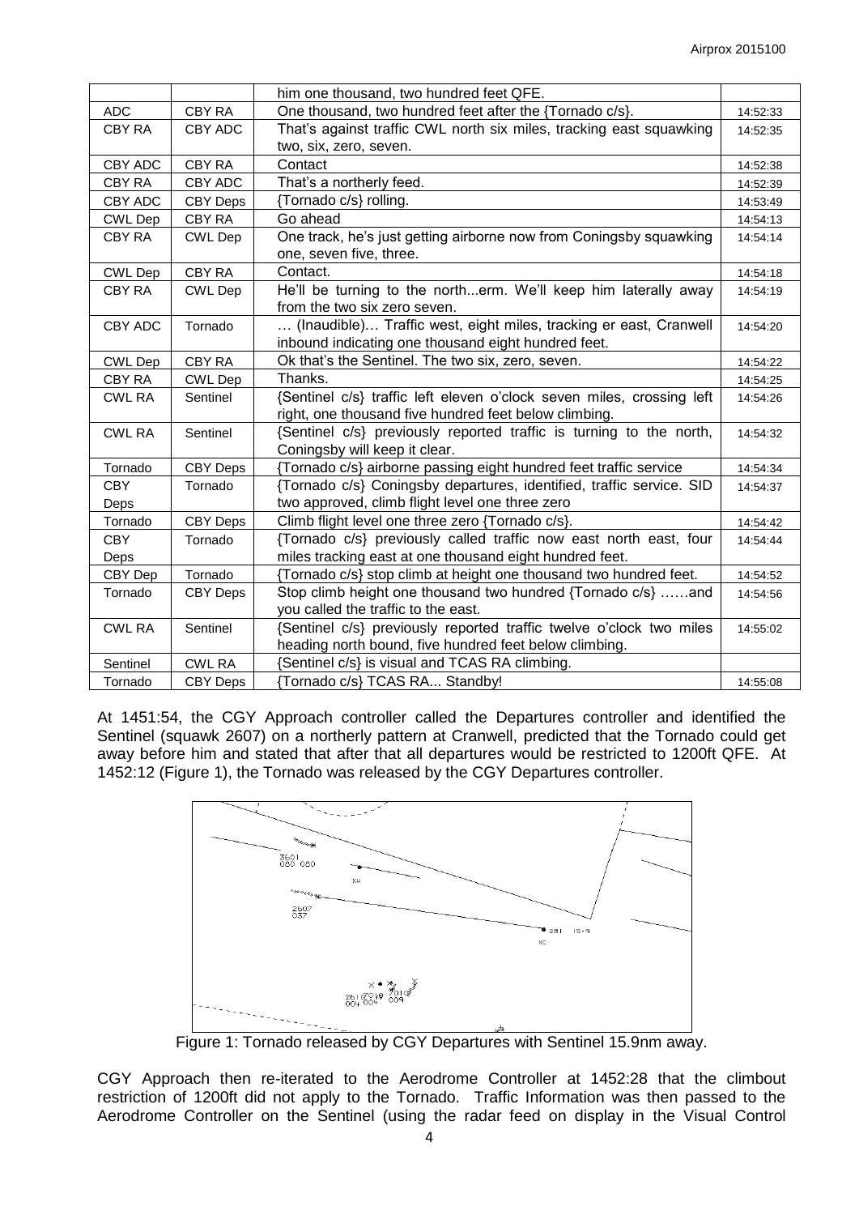| | | him one thousand, two hundred feet QFE. | |
|---|---|---|---|
| ADC | CBY RA | One thousand, two hundred feet after the {Tornado c/s}. | 14:52:33 |
| CBY RA | CBY ADC | That's against traffic CWL north six miles, tracking east squawking two, six, zero, seven. | 14:52:35 |
| CBY ADC | CBY RA | Contact | 14:52:38 |
| CBY RA | CBY ADC | That's a northerly feed. | 14:52:39 |
| CBY ADC | CBY Deps | {Tornado c/s} rolling. | 14:53:49 |
| CWL Dep | CBY RA | Go ahead | 14:54:13 |
| CBY RA | CWL Dep | One track, he's just getting airborne now from Coningsby squawking one, seven five, three. | 14:54:14 |
| CWL Dep | CBY RA | Contact. | 14:54:18 |
| CBY RA | CWL Dep | He'll be turning to the north...erm. We'll keep him laterally away from the two six zero seven. | 14:54:19 |
| CBY ADC | Tornado | … (Inaudible)… Traffic west, eight miles, tracking er east, Cranwell inbound indicating one thousand eight hundred feet. | 14:54:20 |
| CWL Dep | CBY RA | Ok that's the Sentinel. The two six, zero, seven. | 14:54:22 |
| CBY RA | CWL Dep | Thanks. | 14:54:25 |
| CWL RA | Sentinel | {Sentinel c/s} traffic left eleven o'clock seven miles, crossing left right, one thousand five hundred feet below climbing. | 14:54:26 |
| CWL RA | Sentinel | {Sentinel c/s} previously reported traffic is turning to the north, Coningsby will keep it clear. | 14:54:32 |
| Tornado | CBY Deps | {Tornado c/s} airborne passing eight hundred feet traffic service | 14:54:34 |
| CBY Deps | Tornado | {Tornado c/s} Coningsby departures, identified, traffic service. SID two approved, climb flight level one three zero | 14:54:37 |
| Tornado | CBY Deps | Climb flight level one three zero {Tornado c/s}. | 14:54:42 |
| CBY Deps | Tornado | {Tornado c/s} previously called traffic now east north east, four miles tracking east at one thousand eight hundred feet. | 14:54:44 |
| CBY Dep | Tornado | {Tornado c/s} stop climb at height one thousand two hundred feet. | 14:54:52 |
| Tornado | CBY Deps | Stop climb height one thousand two hundred {Tornado c/s} ……and you called the traffic to the east. | 14:54:56 |
| CWL RA | Sentinel | {Sentinel c/s} previously reported traffic twelve o'clock two miles heading north bound, five hundred feet below climbing. | 14:55:02 |
| Sentinel | CWL RA | {Sentinel c/s} is visual and TCAS RA climbing. | |
| Tornado | CBY Deps | {Tornado c/s} TCAS RA... Standby! | 14:55:08 |

At 1451:54, the CGY Approach controller called the Departures controller and identified the Sentinel (squawk 2607) on a northerly pattern at Cranwell, predicted that the Tornado could get away before him and stated that after that all departures would be restricted to 1200ft QFE. At 1452:12 (Figure 1), the Tornado was released by the CGY Departures controller.

Figure 1: Tornado released by CGY Departures with Sentinel 15.9nm away.

CGY Approach then re-iterated to the Aerodrome Controller at 1452:28 that the climbout restriction of 1200ft did not apply to the Tornado. Traffic Information was then passed to the Aerodrome Controller on the Sentinel (using the radar feed on display in the Visual Control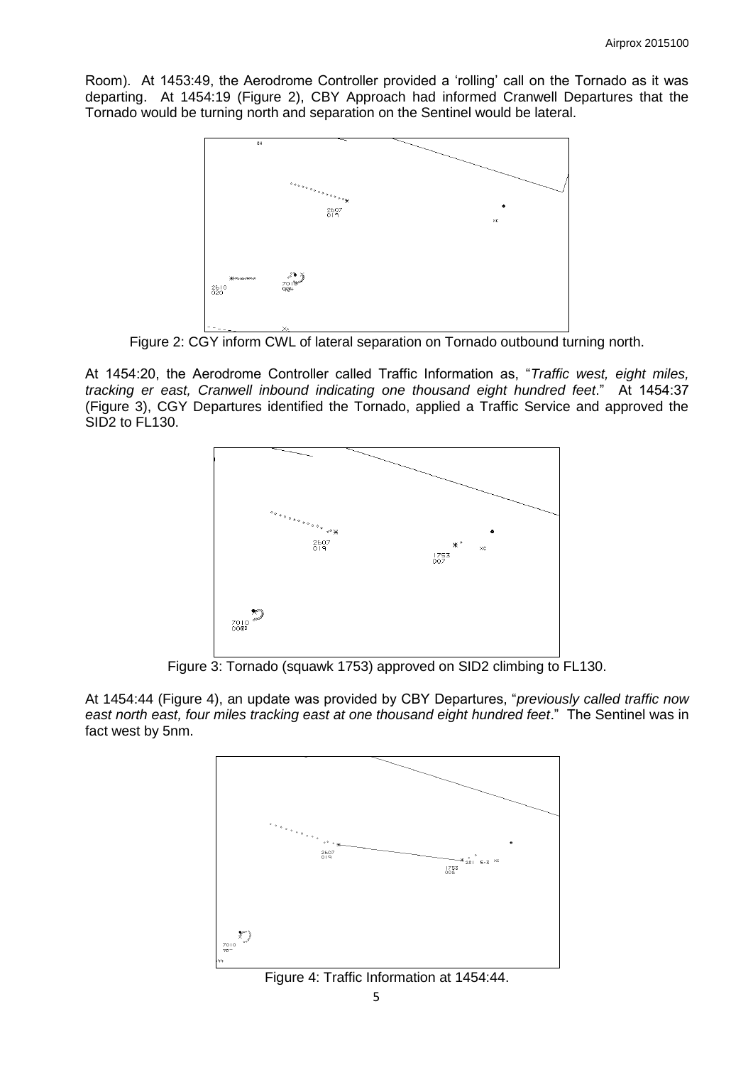Room). At 1453:49, the Aerodrome Controller provided a 'rolling' call on the Tornado as it was departing. At 1454:19 (Figure 2), CBY Approach had informed Cranwell Departures that the Tornado would be turning north and separation on the Sentinel would be lateral.

Figure 2: CGY inform CWL of lateral separation on Tornado outbound turning north.

At 1454:20, the Aerodrome Controller called Traffic Information as, "*Traffic west, eight miles, tracking er east, Cranwell inbound indicating one thousand eight hundred feet*." At 1454:37 (Figure 3), CGY Departures identified the Tornado, applied a Traffic Service and approved the SID2 to FL130.

Figure 3: Tornado (squawk 1753) approved on SID2 climbing to FL130.

At 1454:44 (Figure 4), an update was provided by CBY Departures, "*previously called traffic now east north east, four miles tracking east at one thousand eight hundred feet*." The Sentinel was in fact west by 5nm.

Figure 4: Traffic Information at 1454:44.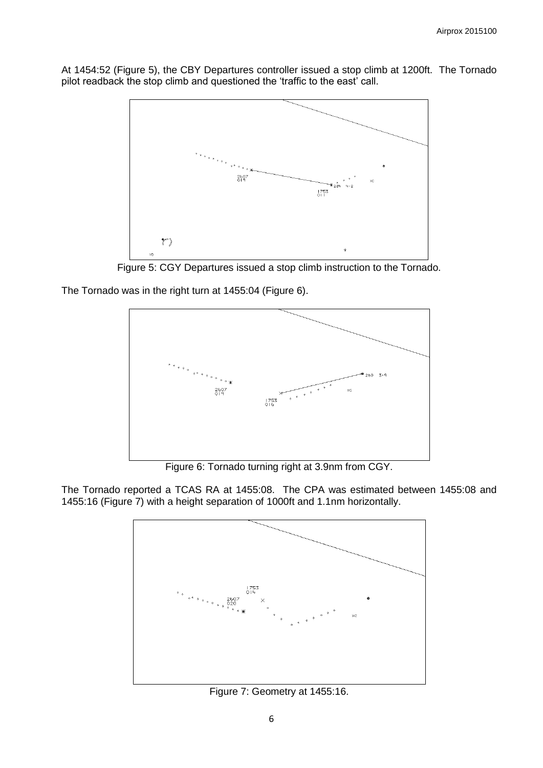At 1454:52 (Figure 5), the CBY Departures controller issued a stop climb at 1200ft. The Tornado pilot readback the stop climb and questioned the 'traffic to the east' call.

Figure 5: CGY Departures issued a stop climb instruction to the Tornado.

The Tornado was in the right turn at 1455:04 (Figure 6).

Figure 6: Tornado turning right at 3.9nm from CGY.

The Tornado reported a TCAS RA at 1455:08. The CPA was estimated between 1455:08 and 1455:16 (Figure 7) with a height separation of 1000ft and 1.1nm horizontally.

Figure 7: Geometry at 1455:16.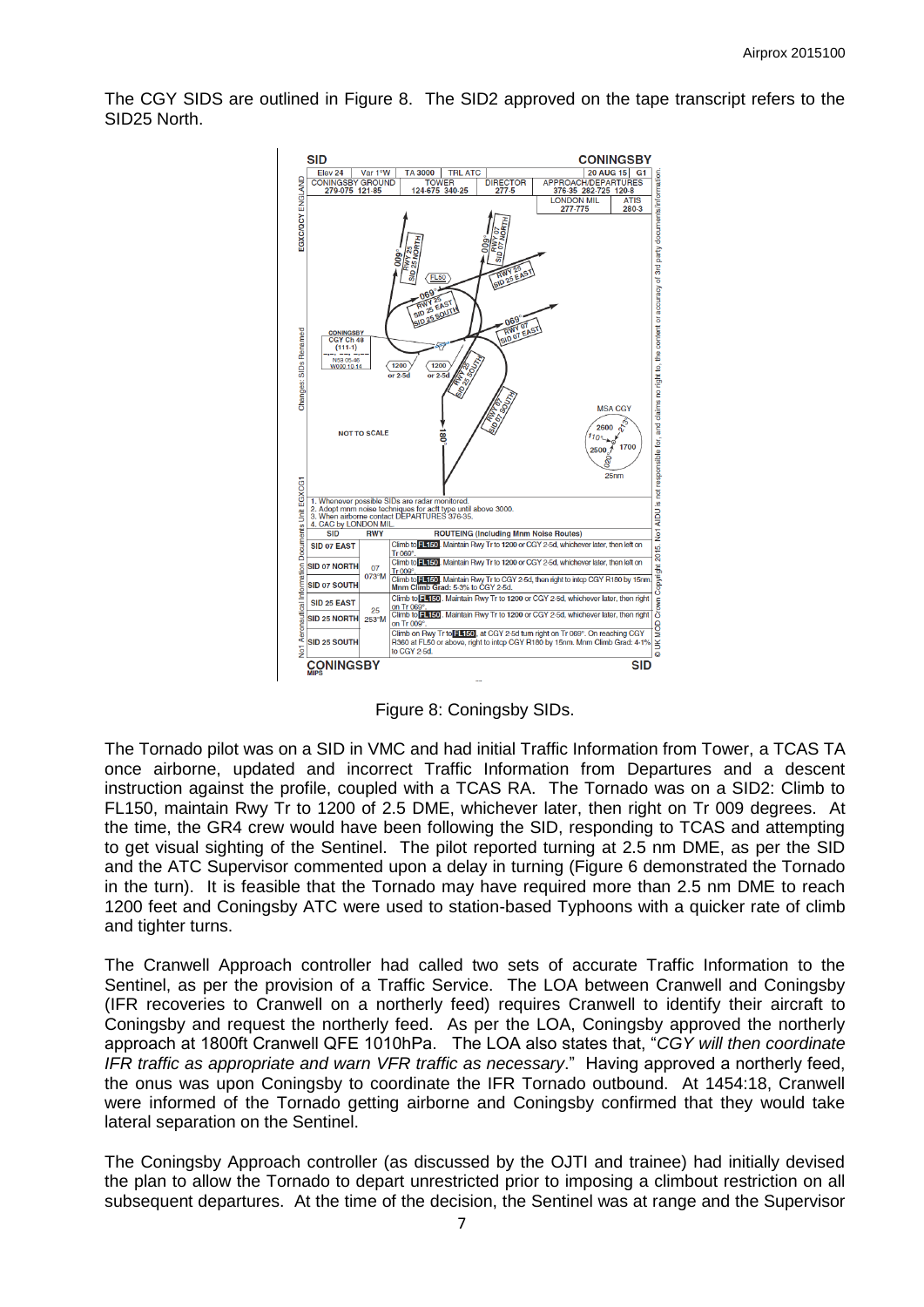The CGY SIDS are outlined in Figure 8. The SID2 approved on the tape transcript refers to the SID25 North.

Figure 8: Coningsby SIDs.

The Tornado pilot was on a SID in VMC and had initial Traffic Information from Tower, a TCAS TA once airborne, updated and incorrect Traffic Information from Departures and a descent instruction against the profile, coupled with a TCAS RA. The Tornado was on a SID2: Climb to FL150, maintain Rwy Tr to 1200 of 2.5 DME, whichever later, then right on Tr 009 degrees. At the time, the GR4 crew would have been following the SID, responding to TCAS and attempting to get visual sighting of the Sentinel. The pilot reported turning at 2.5 nm DME, as per the SID and the ATC Supervisor commented upon a delay in turning (Figure 6 demonstrated the Tornado in the turn). It is feasible that the Tornado may have required more than 2.5 nm DME to reach 1200 feet and Coningsby ATC were used to station-based Typhoons with a quicker rate of climb and tighter turns.

The Cranwell Approach controller had called two sets of accurate Traffic Information to the Sentinel, as per the provision of a Traffic Service. The LOA between Cranwell and Coningsby (IFR recoveries to Cranwell on a northerly feed) requires Cranwell to identify their aircraft to Coningsby and request the northerly feed. As per the LOA, Coningsby approved the northerly approach at 1800ft Cranwell QFE 1010hPa. The LOA also states that, "*CGY will then coordinate IFR traffic as appropriate and warn VFR traffic as necessary*." Having approved a northerly feed, the onus was upon Coningsby to coordinate the IFR Tornado outbound. At 1454:18, Cranwell were informed of the Tornado getting airborne and Coningsby confirmed that they would take lateral separation on the Sentinel.

The Coningsby Approach controller (as discussed by the OJTI and trainee) had initially devised the plan to allow the Tornado to depart unrestricted prior to imposing a climbout restriction on all subsequent departures. At the time of the decision, the Sentinel was at range and the Supervisor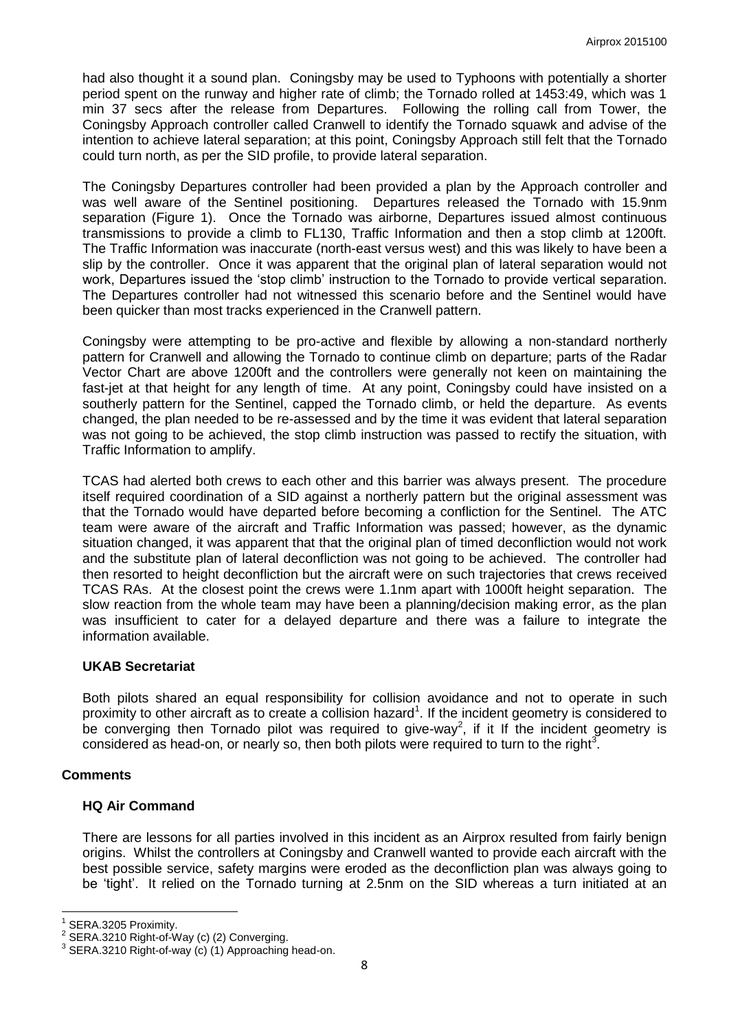had also thought it a sound plan. Coningsby may be used to Typhoons with potentially a shorter period spent on the runway and higher rate of climb; the Tornado rolled at 1453:49, which was 1 min 37 secs after the release from Departures. Following the rolling call from Tower, the Coningsby Approach controller called Cranwell to identify the Tornado squawk and advise of the intention to achieve lateral separation; at this point, Coningsby Approach still felt that the Tornado could turn north, as per the SID profile, to provide lateral separation.

The Coningsby Departures controller had been provided a plan by the Approach controller and was well aware of the Sentinel positioning. Departures released the Tornado with 15.9nm separation (Figure 1). Once the Tornado was airborne, Departures issued almost continuous transmissions to provide a climb to FL130, Traffic Information and then a stop climb at 1200ft. The Traffic Information was inaccurate (north-east versus west) and this was likely to have been a slip by the controller. Once it was apparent that the original plan of lateral separation would not work, Departures issued the 'stop climb' instruction to the Tornado to provide vertical separation. The Departures controller had not witnessed this scenario before and the Sentinel would have been quicker than most tracks experienced in the Cranwell pattern.

Coningsby were attempting to be pro-active and flexible by allowing a non-standard northerly pattern for Cranwell and allowing the Tornado to continue climb on departure; parts of the Radar Vector Chart are above 1200ft and the controllers were generally not keen on maintaining the fast-jet at that height for any length of time. At any point, Coningsby could have insisted on a southerly pattern for the Sentinel, capped the Tornado climb, or held the departure. As events changed, the plan needed to be re-assessed and by the time it was evident that lateral separation was not going to be achieved, the stop climb instruction was passed to rectify the situation, with Traffic Information to amplify.

TCAS had alerted both crews to each other and this barrier was always present. The procedure itself required coordination of a SID against a northerly pattern but the original assessment was that the Tornado would have departed before becoming a confliction for the Sentinel. The ATC team were aware of the aircraft and Traffic Information was passed; however, as the dynamic situation changed, it was apparent that that the original plan of timed deconfliction would not work and the substitute plan of lateral deconfliction was not going to be achieved. The controller had then resorted to height deconfliction but the aircraft were on such trajectories that crews received TCAS RAs. At the closest point the crews were 1.1nm apart with 1000ft height separation. The slow reaction from the whole team may have been a planning/decision making error, as the plan was insufficient to cater for a delayed departure and there was a failure to integrate the information available.

### UKAB Secretariat

Both pilots shared an equal responsibility for collision avoidance and not to operate in such proximity to other aircraft as to create a collision hazard[1]. If the incident geometry is considered to be converging then Tornado pilot was required to give-way[2], if it If the incident geometry is considered as head-on, or nearly so, then both pilots were required to turn to the right[3].

## Comments

### HQ Air Command

There are lessons for all parties involved in this incident as an Airprox resulted from fairly benign origins. Whilst the controllers at Coningsby and Cranwell wanted to provide each aircraft with the best possible service, safety margins were eroded as the deconfliction plan was always going to be 'tight'. It relied on the Tornado turning at 2.5nm on the SID whereas a turn initiated at an

---

[1] SERA.3205 Proximity.
[2] SERA.3210 Right-of-Way (c) (2) Converging.
[3] SERA.3210 Right-of-way (c) (1) Approaching head-on.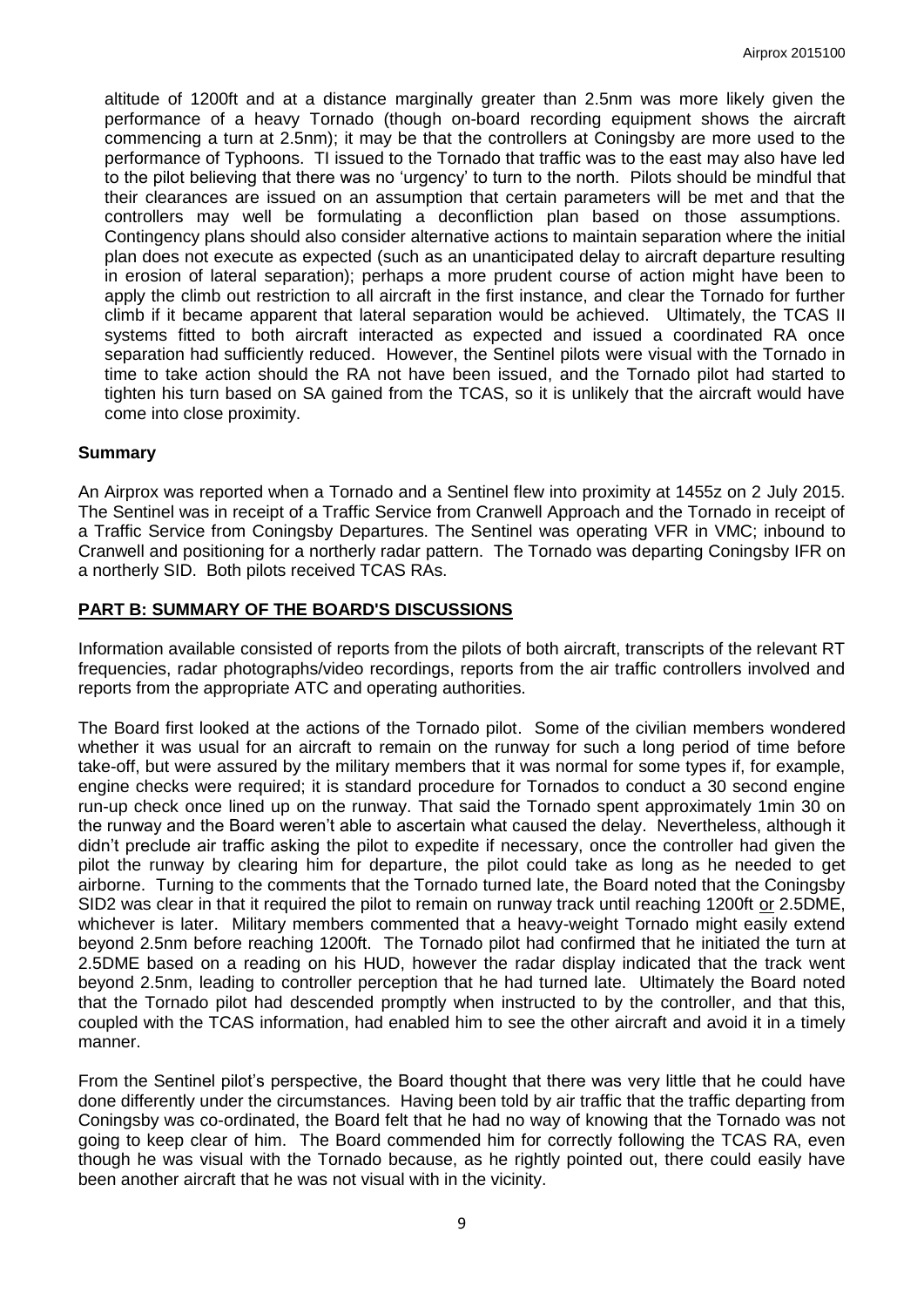altitude of 1200ft and at a distance marginally greater than 2.5nm was more likely given the performance of a heavy Tornado (though on-board recording equipment shows the aircraft commencing a turn at 2.5nm); it may be that the controllers at Coningsby are more used to the performance of Typhoons. TI issued to the Tornado that traffic was to the east may also have led to the pilot believing that there was no 'urgency' to turn to the north. Pilots should be mindful that their clearances are issued on an assumption that certain parameters will be met and that the controllers may well be formulating a deconfliction plan based on those assumptions. Contingency plans should also consider alternative actions to maintain separation where the initial plan does not execute as expected (such as an unanticipated delay to aircraft departure resulting in erosion of lateral separation); perhaps a more prudent course of action might have been to apply the climb out restriction to all aircraft in the first instance, and clear the Tornado for further climb if it became apparent that lateral separation would be achieved. Ultimately, the TCAS II systems fitted to both aircraft interacted as expected and issued a coordinated RA once separation had sufficiently reduced. However, the Sentinel pilots were visual with the Tornado in time to take action should the RA not have been issued, and the Tornado pilot had started to tighten his turn based on SA gained from the TCAS, so it is unlikely that the aircraft would have come into close proximity.

## Summary

An Airprox was reported when a Tornado and a Sentinel flew into proximity at 1455z on 2 July 2015. The Sentinel was in receipt of a Traffic Service from Cranwell Approach and the Tornado in receipt of a Traffic Service from Coningsby Departures. The Sentinel was operating VFR in VMC; inbound to Cranwell and positioning for a northerly radar pattern. The Tornado was departing Coningsby IFR on a northerly SID. Both pilots received TCAS RAs.

## PART B: SUMMARY OF THE BOARD'S DISCUSSIONS

Information available consisted of reports from the pilots of both aircraft, transcripts of the relevant RT frequencies, radar photographs/video recordings, reports from the air traffic controllers involved and reports from the appropriate ATC and operating authorities.

The Board first looked at the actions of the Tornado pilot. Some of the civilian members wondered whether it was usual for an aircraft to remain on the runway for such a long period of time before take-off, but were assured by the military members that it was normal for some types if, for example, engine checks were required; it is standard procedure for Tornados to conduct a 30 second engine run-up check once lined up on the runway. That said the Tornado spent approximately 1min 30 on the runway and the Board weren't able to ascertain what caused the delay. Nevertheless, although it didn't preclude air traffic asking the pilot to expedite if necessary, once the controller had given the pilot the runway by clearing him for departure, the pilot could take as long as he needed to get airborne. Turning to the comments that the Tornado turned late, the Board noted that the Coningsby SID2 was clear in that it required the pilot to remain on runway track until reaching 1200ft or 2.5DME, whichever is later. Military members commented that a heavy-weight Tornado might easily extend beyond 2.5nm before reaching 1200ft. The Tornado pilot had confirmed that he initiated the turn at 2.5DME based on a reading on his HUD, however the radar display indicated that the track went beyond 2.5nm, leading to controller perception that he had turned late. Ultimately the Board noted that the Tornado pilot had descended promptly when instructed to by the controller, and that this, coupled with the TCAS information, had enabled him to see the other aircraft and avoid it in a timely manner.

From the Sentinel pilot's perspective, the Board thought that there was very little that he could have done differently under the circumstances. Having been told by air traffic that the traffic departing from Coningsby was co-ordinated, the Board felt that he had no way of knowing that the Tornado was not going to keep clear of him. The Board commended him for correctly following the TCAS RA, even though he was visual with the Tornado because, as he rightly pointed out, there could easily have been another aircraft that he was not visual with in the vicinity.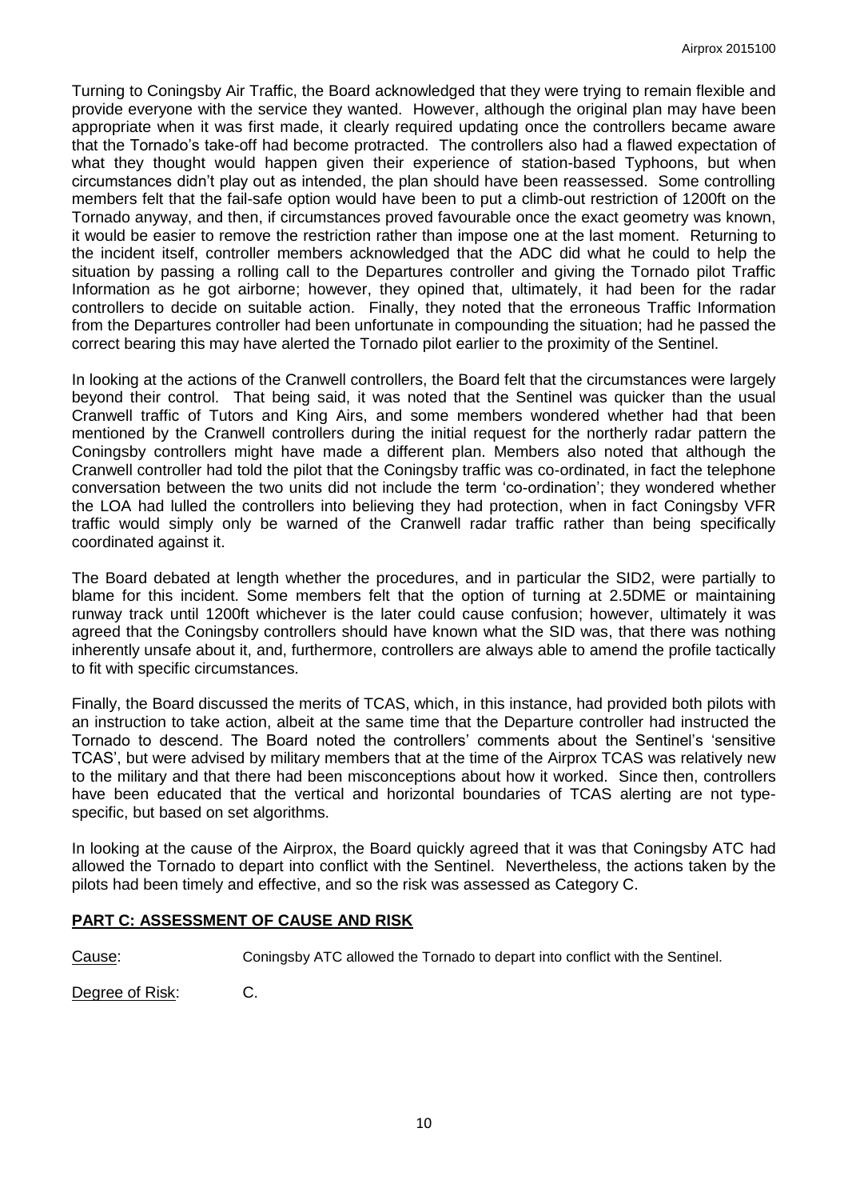Turning to Coningsby Air Traffic, the Board acknowledged that they were trying to remain flexible and provide everyone with the service they wanted. However, although the original plan may have been appropriate when it was first made, it clearly required updating once the controllers became aware that the Tornado's take-off had become protracted. The controllers also had a flawed expectation of what they thought would happen given their experience of station-based Typhoons, but when circumstances didn't play out as intended, the plan should have been reassessed. Some controlling members felt that the fail-safe option would have been to put a climb-out restriction of 1200ft on the Tornado anyway, and then, if circumstances proved favourable once the exact geometry was known, it would be easier to remove the restriction rather than impose one at the last moment. Returning to the incident itself, controller members acknowledged that the ADC did what he could to help the situation by passing a rolling call to the Departures controller and giving the Tornado pilot Traffic Information as he got airborne; however, they opined that, ultimately, it had been for the radar controllers to decide on suitable action. Finally, they noted that the erroneous Traffic Information from the Departures controller had been unfortunate in compounding the situation; had he passed the correct bearing this may have alerted the Tornado pilot earlier to the proximity of the Sentinel.

In looking at the actions of the Cranwell controllers, the Board felt that the circumstances were largely beyond their control. That being said, it was noted that the Sentinel was quicker than the usual Cranwell traffic of Tutors and King Airs, and some members wondered whether had that been mentioned by the Cranwell controllers during the initial request for the northerly radar pattern the Coningsby controllers might have made a different plan. Members also noted that although the Cranwell controller had told the pilot that the Coningsby traffic was co-ordinated, in fact the telephone conversation between the two units did not include the term 'co-ordination'; they wondered whether the LOA had lulled the controllers into believing they had protection, when in fact Coningsby VFR traffic would simply only be warned of the Cranwell radar traffic rather than being specifically coordinated against it.

The Board debated at length whether the procedures, and in particular the SID2, were partially to blame for this incident. Some members felt that the option of turning at 2.5DME or maintaining runway track until 1200ft whichever is the later could cause confusion; however, ultimately it was agreed that the Coningsby controllers should have known what the SID was, that there was nothing inherently unsafe about it, and, furthermore, controllers are always able to amend the profile tactically to fit with specific circumstances.

Finally, the Board discussed the merits of TCAS, which, in this instance, had provided both pilots with an instruction to take action, albeit at the same time that the Departure controller had instructed the Tornado to descend. The Board noted the controllers' comments about the Sentinel's 'sensitive TCAS', but were advised by military members that at the time of the Airprox TCAS was relatively new to the military and that there had been misconceptions about how it worked. Since then, controllers have been educated that the vertical and horizontal boundaries of TCAS alerting are not type-specific, but based on set algorithms.

In looking at the cause of the Airprox, the Board quickly agreed that it was that Coningsby ATC had allowed the Tornado to depart into conflict with the Sentinel. Nevertheless, the actions taken by the pilots had been timely and effective, and so the risk was assessed as Category C.

## PART C: ASSESSMENT OF CAUSE AND RISK

Cause: Coningsby ATC allowed the Tornado to depart into conflict with the Sentinel.

Degree of Risk: C.